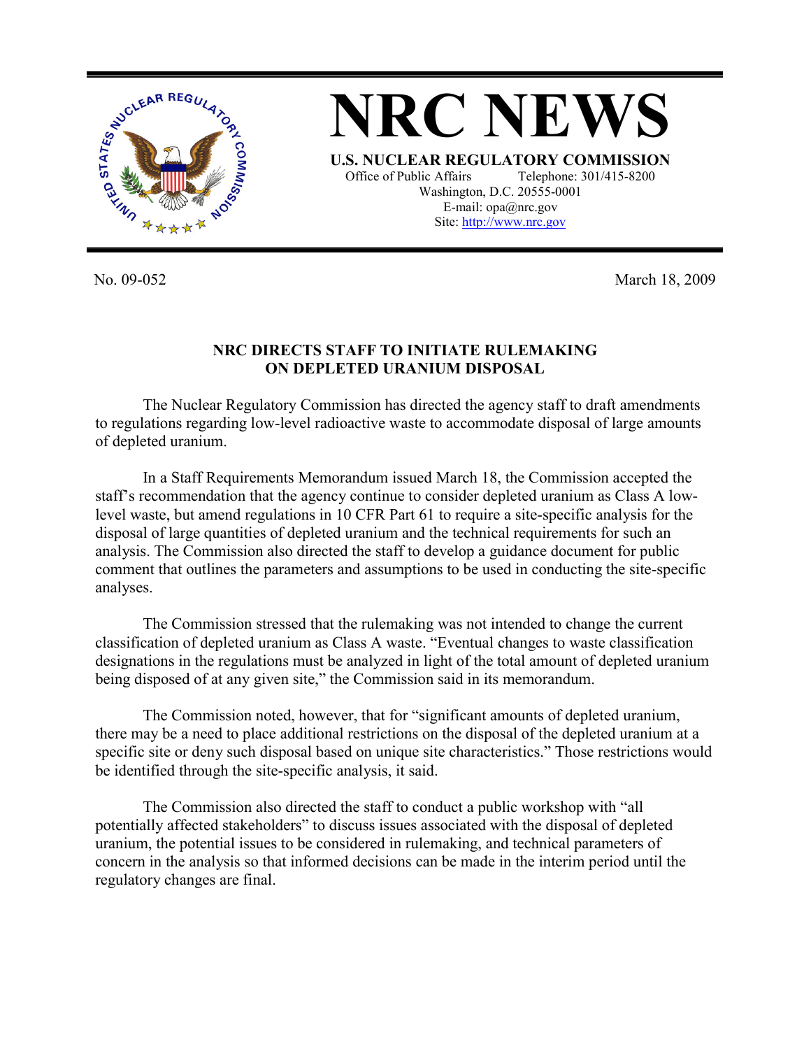# NRC NEWS

**U.S. NUCLEAR REGULATORY COMMISSION**

Office of Public Affairs Telephone: 301/415-8200
Washington, D.C. 20555-0001
E-mail: opa@nrc.gov
Site: http://www.nrc.gov

No. 09-052 March 18, 2009

## NRC DIRECTS STAFF TO INITIATE RULEMAKING ON DEPLETED URANIUM DISPOSAL

The Nuclear Regulatory Commission has directed the agency staff to draft amendments to regulations regarding low-level radioactive waste to accommodate disposal of large amounts of depleted uranium.

In a Staff Requirements Memorandum issued March 18, the Commission accepted the staff's recommendation that the agency continue to consider depleted uranium as Class A low-level waste, but amend regulations in 10 CFR Part 61 to require a site-specific analysis for the disposal of large quantities of depleted uranium and the technical requirements for such an analysis. The Commission also directed the staff to develop a guidance document for public comment that outlines the parameters and assumptions to be used in conducting the site-specific analyses.

The Commission stressed that the rulemaking was not intended to change the current classification of depleted uranium as Class A waste. "Eventual changes to waste classification designations in the regulations must be analyzed in light of the total amount of depleted uranium being disposed of at any given site," the Commission said in its memorandum.

The Commission noted, however, that for "significant amounts of depleted uranium, there may be a need to place additional restrictions on the disposal of the depleted uranium at a specific site or deny such disposal based on unique site characteristics." Those restrictions would be identified through the site-specific analysis, it said.

The Commission also directed the staff to conduct a public workshop with "all potentially affected stakeholders" to discuss issues associated with the disposal of depleted uranium, the potential issues to be considered in rulemaking, and technical parameters of concern in the analysis so that informed decisions can be made in the interim period until the regulatory changes are final.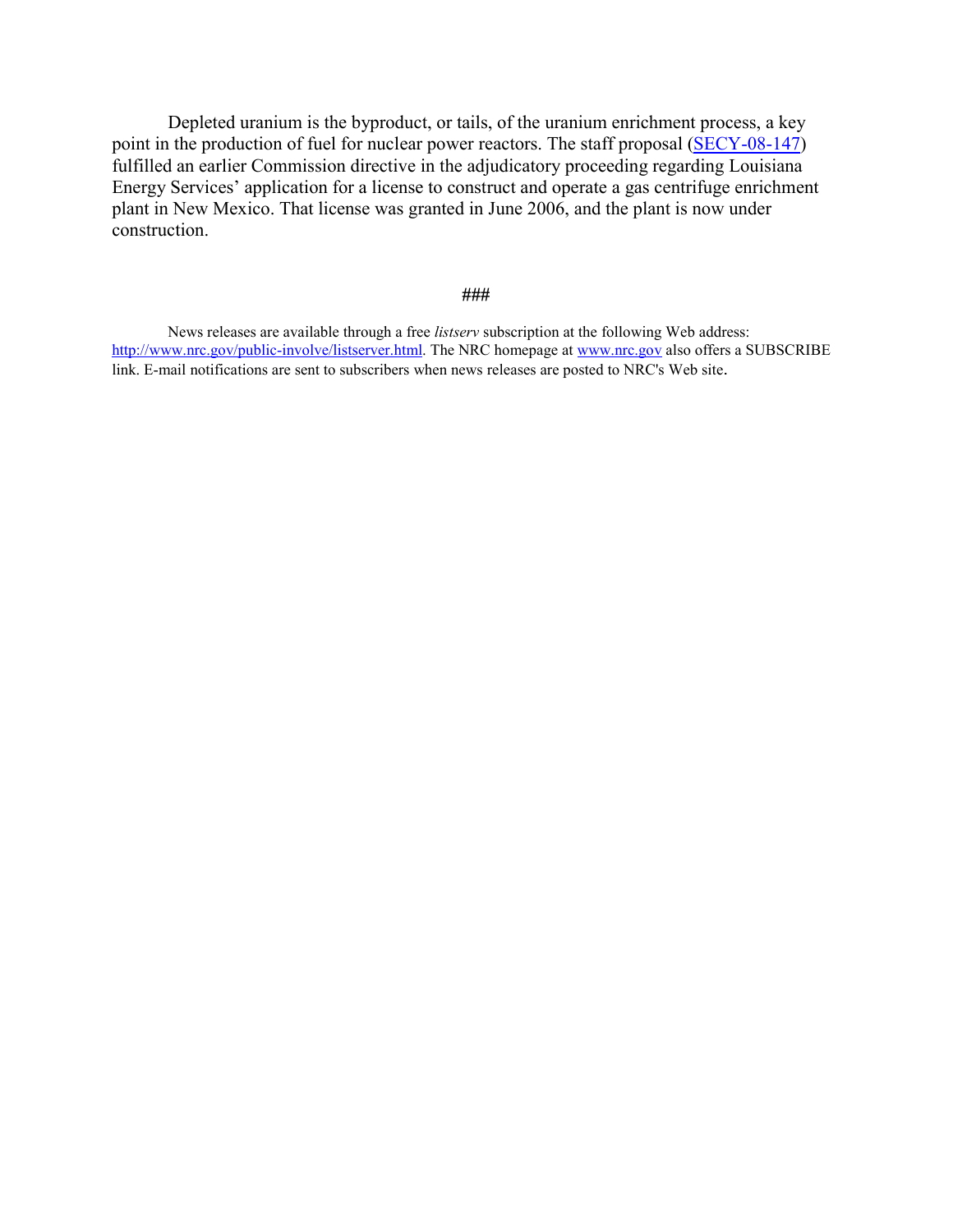Depleted uranium is the byproduct, or tails, of the uranium enrichment process, a key point in the production of fuel for nuclear power reactors. The staff proposal ([SECY-08-147]) fulfilled an earlier Commission directive in the adjudicatory proceeding regarding Louisiana Energy Services' application for a license to construct and operate a gas centrifuge enrichment plant in New Mexico. That license was granted in June 2006, and the plant is now under construction.

###

News releases are available through a free *listserv* subscription at the following Web address: http://www.nrc.gov/public-involve/listserver.html. The NRC homepage at www.nrc.gov also offers a SUBSCRIBE link. E-mail notifications are sent to subscribers when news releases are posted to NRC's Web site.